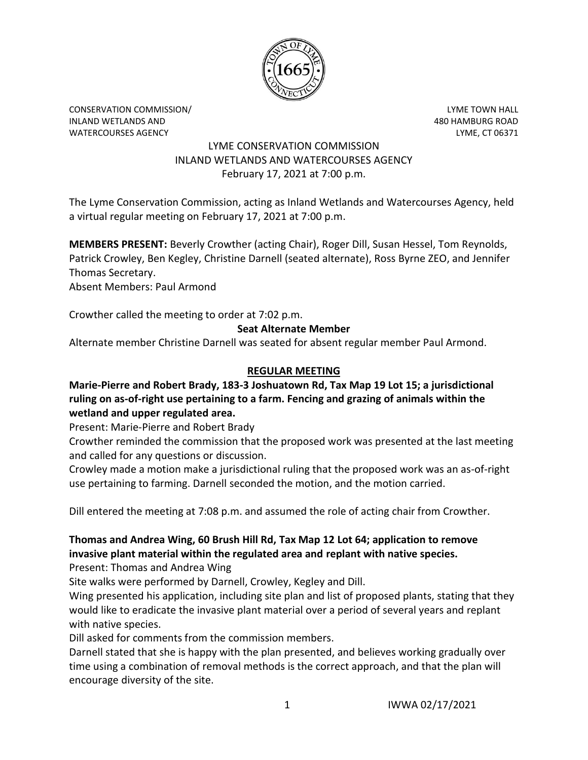CONSERVATION COMMISSION/
INLAND WETLANDS AND
WATERCOURSES AGENCY

LYME TOWN HALL
480 HAMBURG ROAD
LYME, CT 06371

# LYME CONSERVATION COMMISSION
## INLAND WETLANDS AND WATERCOURSES AGENCY
February 17, 2021 at 7:00 p.m.

The Lyme Conservation Commission, acting as Inland Wetlands and Watercourses Agency, held a virtual regular meeting on February 17, 2021 at 7:00 p.m.

**MEMBERS PRESENT:** Beverly Crowther (acting Chair), Roger Dill, Susan Hessel, Tom Reynolds, Patrick Crowley, Ben Kegley, Christine Darnell (seated alternate), Ross Byrne ZEO, and Jennifer Thomas Secretary.
Absent Members: Paul Armond

Crowther called the meeting to order at 7:02 p.m.

**Seat Alternate Member**

Alternate member Christine Darnell was seated for absent regular member Paul Armond.

## REGULAR MEETING

**Marie-Pierre and Robert Brady, 183-3 Joshuatown Rd, Tax Map 19 Lot 15; a jurisdictional ruling on as-of-right use pertaining to a farm. Fencing and grazing of animals within the wetland and upper regulated area.**

Present: Marie-Pierre and Robert Brady

Crowther reminded the commission that the proposed work was presented at the last meeting and called for any questions or discussion.

Crowley made a motion make a jurisdictional ruling that the proposed work was an as-of-right use pertaining to farming. Darnell seconded the motion, and the motion carried.

Dill entered the meeting at 7:08 p.m. and assumed the role of acting chair from Crowther.

**Thomas and Andrea Wing, 60 Brush Hill Rd, Tax Map 12 Lot 64; application to remove invasive plant material within the regulated area and replant with native species.**

Present: Thomas and Andrea Wing

Site walks were performed by Darnell, Crowley, Kegley and Dill.

Wing presented his application, including site plan and list of proposed plants, stating that they would like to eradicate the invasive plant material over a period of several years and replant with native species.

Dill asked for comments from the commission members.

Darnell stated that she is happy with the plan presented, and believes working gradually over time using a combination of removal methods is the correct approach, and that the plan will encourage diversity of the site.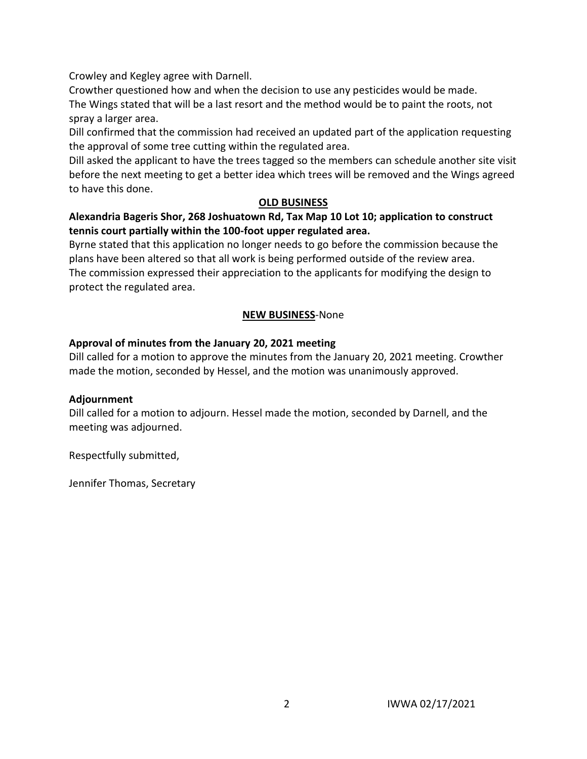Crowley and Kegley agree with Darnell.

Crowther questioned how and when the decision to use any pesticides would be made.

The Wings stated that will be a last resort and the method would be to paint the roots, not spray a larger area.

Dill confirmed that the commission had received an updated part of the application requesting the approval of some tree cutting within the regulated area.

Dill asked the applicant to have the trees tagged so the members can schedule another site visit before the next meeting to get a better idea which trees will be removed and the Wings agreed to have this done.

**OLD BUSINESS**

**Alexandria Bageris Shor, 268 Joshuatown Rd, Tax Map 10 Lot 10; application to construct tennis court partially within the 100-foot upper regulated area.**

Byrne stated that this application no longer needs to go before the commission because the plans have been altered so that all work is being performed outside of the review area.

The commission expressed their appreciation to the applicants for modifying the design to protect the regulated area.

**NEW BUSINESS**-None

**Approval of minutes from the January 20, 2021 meeting**

Dill called for a motion to approve the minutes from the January 20, 2021 meeting. Crowther made the motion, seconded by Hessel, and the motion was unanimously approved.

**Adjournment**

Dill called for a motion to adjourn. Hessel made the motion, seconded by Darnell, and the meeting was adjourned.

Respectfully submitted,

Jennifer Thomas, Secretary